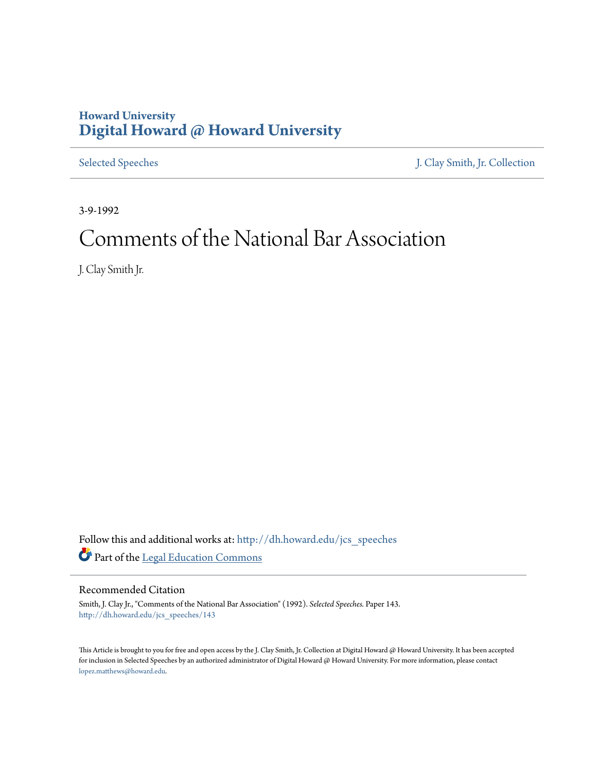Howard University
**Digital Howard @ Howard University**

Selected Speeches | J. Clay Smith, Jr. Collection

3-9-1992

# Comments of the National Bar Association

J. Clay Smith Jr.

Follow this and additional works at: http://dh.howard.edu/jcs_speeches

Part of the Legal Education Commons

## Recommended Citation

Smith, J. Clay Jr., "Comments of the National Bar Association" (1992). *Selected Speeches.* Paper 143.
http://dh.howard.edu/jcs_speeches/143

This Article is brought to you for free and open access by the J. Clay Smith, Jr. Collection at Digital Howard @ Howard University. It has been accepted for inclusion in Selected Speeches by an authorized administrator of Digital Howard @ Howard University. For more information, please contact lopez.matthews@howard.edu.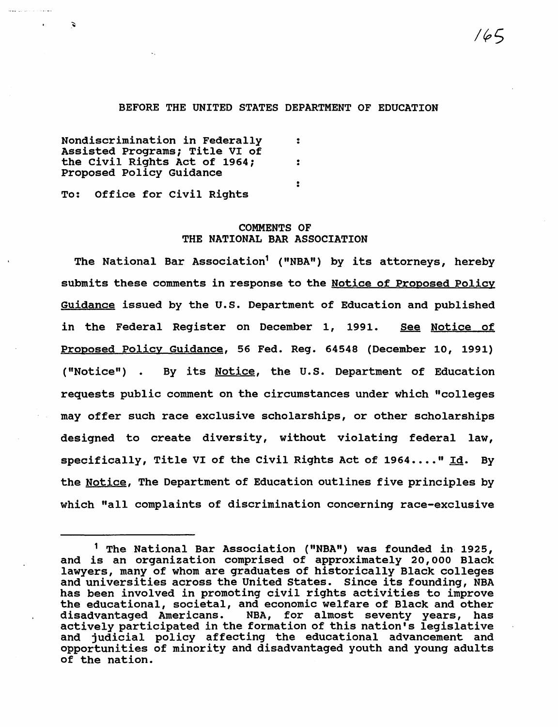BEFORE THE UNITED STATES DEPARTMENT OF EDUCATION

Nondiscrimination in Federally Assisted Programs; Title VI of the Civil Rights Act of 1964; Proposed Policy Guidance :

To: Office for Civil Rights

## COMMENTS OF THE NATIONAL BAR ASSOCIATION

The National Bar Association[1] ("NBA") by its attorneys, hereby submits these comments in response to the Notice of Proposed Policy Guidance issued by the U.S. Department of Education and published in the Federal Register on December 1, 1991. See Notice of Proposed Policy Guidance, 56 Fed. Reg. 64548 (December 10, 1991) ("Notice") . By its Notice, the U.S. Department of Education requests public comment on the circumstances under which "colleges may offer such race exclusive scholarships, or other scholarships designed to create diversity, without violating federal law, specifically, Title VI of the Civil Rights Act of 1964...." Id. By the Notice, The Department of Education outlines five principles by which "all complaints of discrimination concerning race-exclusive

---

[1] The National Bar Association ("NBA") was founded in 1925, and is an organization comprised of approximately 20,000 Black lawyers, many of whom are graduates of historically Black colleges and universities across the United States. Since its founding, NBA has been involved in promoting civil rights activities to improve the educational, societal, and economic welfare of Black and other disadvantaged Americans. NBA, for almost seventy years, has actively participated in the formation of this nation's legislative and judicial policy affecting the educational advancement and opportunities of minority and disadvantaged youth and young adults of the nation.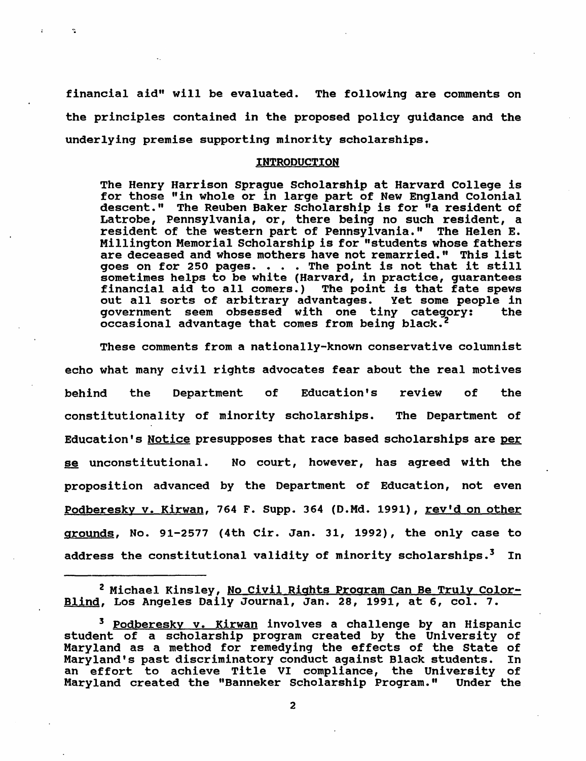financial aid" will be evaluated. The following are comments on the principles contained in the proposed policy guidance and the underlying premise supporting minority scholarships.

## INTRODUCTION

> The Henry Harrison Sprague Scholarship at Harvard College is for those "in whole or in large part of New England Colonial descent." The Reuben Baker Scholarship is for "a resident of Latrobe, Pennsylvania, or, there being no such resident, a resident of the western part of Pennsylvania." The Helen E. Millington Memorial Scholarship is for "students whose fathers are deceased and whose mothers have not remarried." This list goes on for 250 pages. . . . The point is not that it still sometimes helps to be white (Harvard, in practice, guarantees financial aid to all comers.) The point is that fate spews out all sorts of arbitrary advantages. Yet some people in government seem obsessed with one tiny category: the occasional advantage that comes from being black.[2]

These comments from a nationally-known conservative columnist echo what many civil rights advocates fear about the real motives behind the Department of Education's review of the constitutionality of minority scholarships. The Department of Education's Notice presupposes that race based scholarships are *per se* unconstitutional. No court, however, has agreed with the proposition advanced by the Department of Education, not even *Podberesky v. Kirwan*, 764 F. Supp. 364 (D.Md. 1991), *rev'd on other grounds*, No. 91-2577 (4th Cir. Jan. 31, 1992), the only case to address the constitutional validity of minority scholarships.[3] In

---

[2] Michael Kinsley, *No Civil Rights Program Can Be Truly Color-Blind*, Los Angeles Daily Journal, Jan. 28, 1991, at 6, col. 7.

[3] *Podberesky v. Kirwan* involves a challenge by an Hispanic student of a scholarship program created by the University of Maryland as a method for remedying the effects of the State of Maryland's past discriminatory conduct against Black students. In an effort to achieve Title VI compliance, the University of Maryland created the "Banneker Scholarship Program." Under the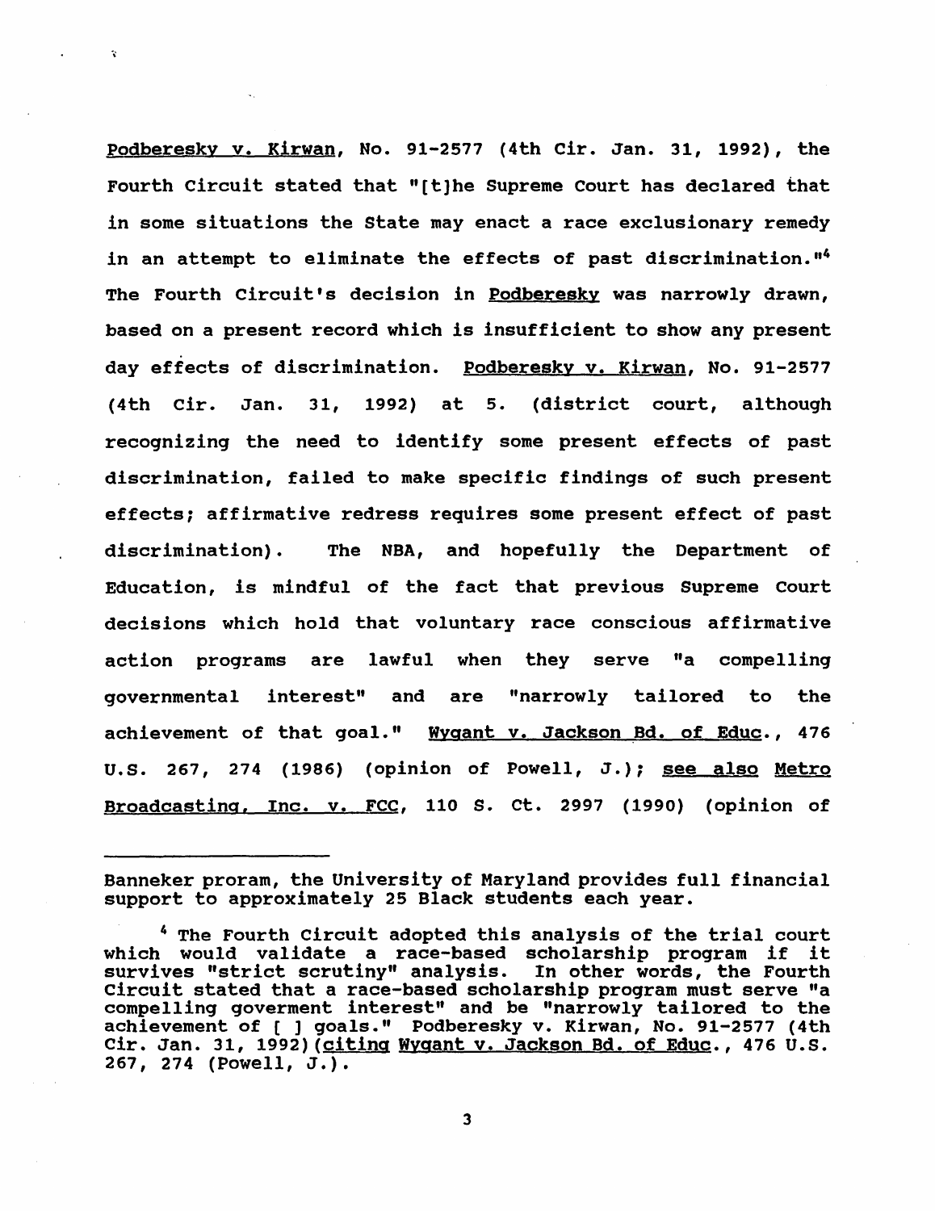Podberesky v. Kirwan, No. 91-2577 (4th Cir. Jan. 31, 1992), the Fourth Circuit stated that "[t]he Supreme Court has declared that in some situations the State may enact a race exclusionary remedy in an attempt to eliminate the effects of past discrimination."[4] The Fourth Circuit's decision in Podberesky was narrowly drawn, based on a present record which is insufficient to show any present day effects of discrimination. Podberesky v. Kirwan, No. 91-2577 (4th Cir. Jan. 31, 1992) at 5. (district court, although recognizing the need to identify some present effects of past discrimination, failed to make specific findings of such present effects; affirmative redress requires some present effect of past discrimination). The NBA, and hopefully the Department of Education, is mindful of the fact that previous Supreme Court decisions which hold that voluntary race conscious affirmative action programs are lawful when they serve "a compelling governmental interest" and are "narrowly tailored to the achievement of that goal." Wygant v. Jackson Bd. of Educ., 476 U.S. 267, 274 (1986) (opinion of Powell, J.); see also Metro Broadcasting, Inc. v. FCC, 110 S. Ct. 2997 (1990) (opinion of

---

Banneker proram, the University of Maryland provides full financial support to approximately 25 Black students each year.

[4] The Fourth Circuit adopted this analysis of the trial court which would validate a race-based scholarship program if it survives "strict scrutiny" analysis. In other words, the Fourth Circuit stated that a race-based scholarship program must serve "a compelling goverment interest" and be "narrowly tailored to the achievement of [ ] goals." Podberesky v. Kirwan, No. 91-2577 (4th Cir. Jan. 31, 1992)(citing Wygant v. Jackson Bd. of Educ., 476 U.S. 267, 274 (Powell, J.).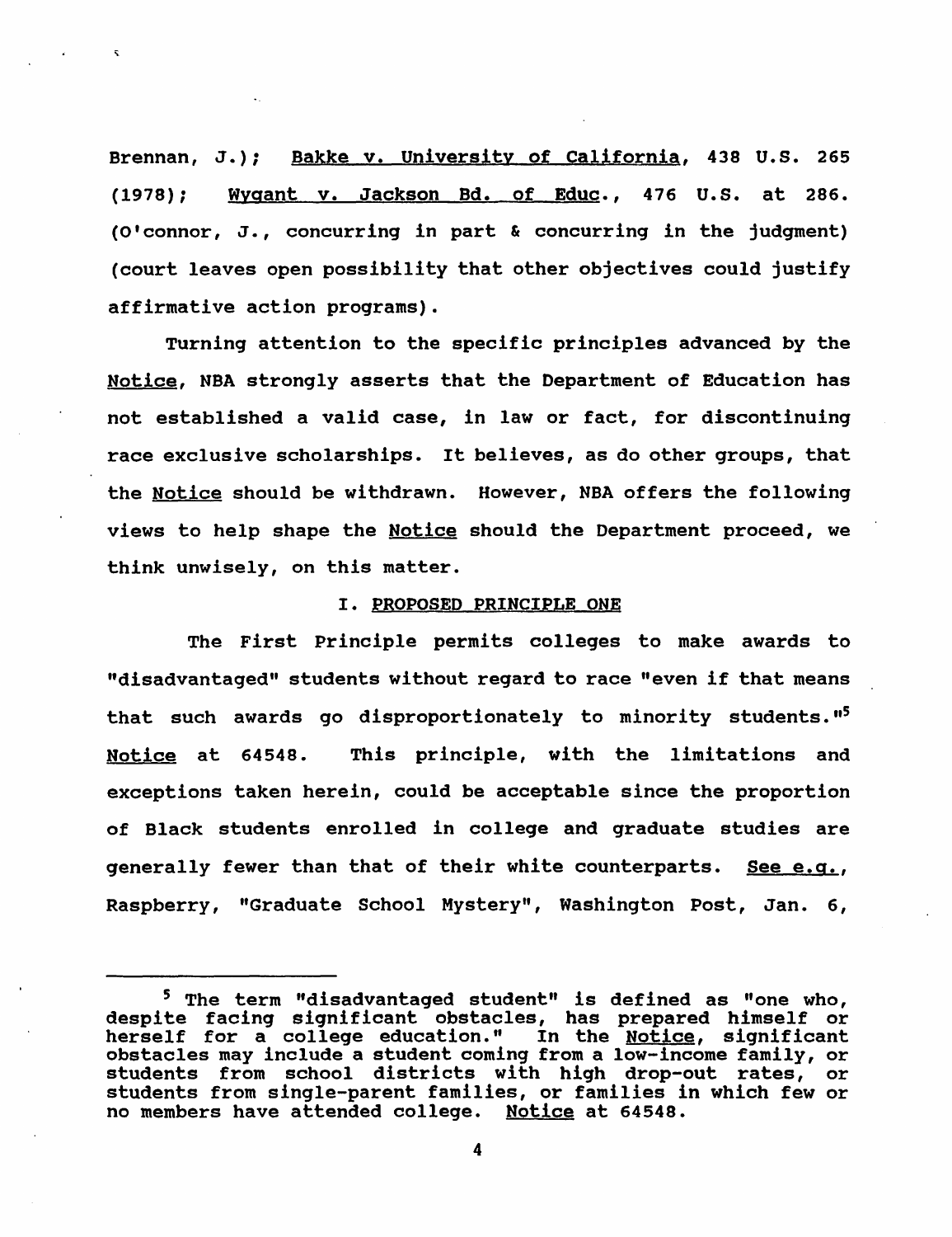Brennan, J.); Bakke v. University of California, 438 U.S. 265 (1978); Wygant v. Jackson Bd. of Educ., 476 U.S. at 286. (O'connor, J., concurring in part & concurring in the judgment) (court leaves open possibility that other objectives could justify affirmative action programs).

Turning attention to the specific principles advanced by the Notice, NBA strongly asserts that the Department of Education has not established a valid case, in law or fact, for discontinuing race exclusive scholarships. It believes, as do other groups, that the Notice should be withdrawn. However, NBA offers the following views to help shape the Notice should the Department proceed, we think unwisely, on this matter.

## I. PROPOSED PRINCIPLE ONE

The First Principle permits colleges to make awards to "disadvantaged" students without regard to race "even if that means that such awards go disproportionately to minority students."[5] Notice at 64548. This principle, with the limitations and exceptions taken herein, could be acceptable since the proportion of Black students enrolled in college and graduate studies are generally fewer than that of their white counterparts. See e.g., Raspberry, "Graduate School Mystery", Washington Post, Jan. 6,

---

[5] The term "disadvantaged student" is defined as "one who, despite facing significant obstacles, has prepared himself or herself for a college education." In the Notice, significant obstacles may include a student coming from a low-income family, or students from school districts with high drop-out rates, or students from single-parent families, or families in which few or no members have attended college. Notice at 64548.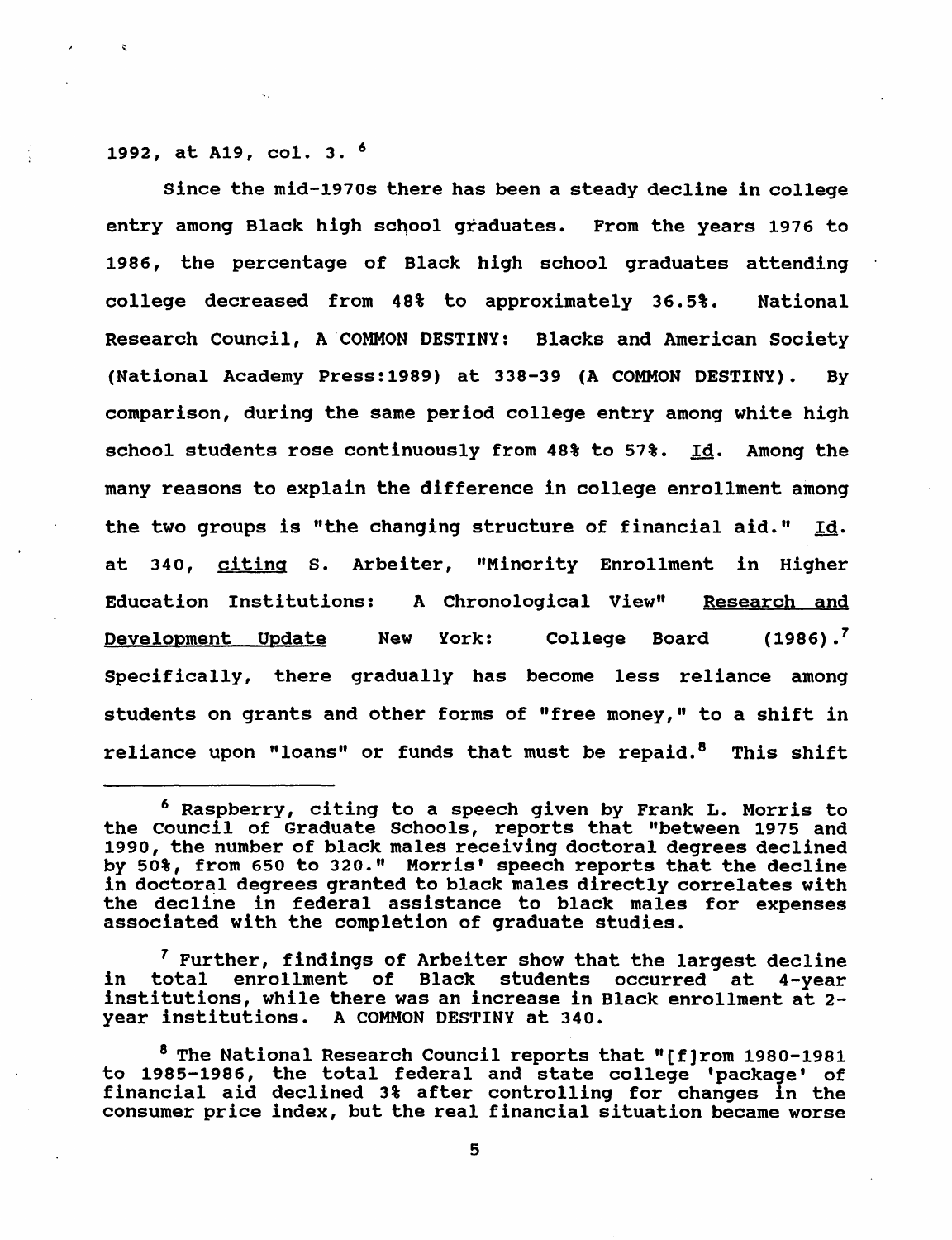1992, at A19, col. 3. [6]

Since the mid-1970s there has been a steady decline in college entry among Black high school graduates. From the years 1976 to 1986, the percentage of Black high school graduates attending college decreased from 48% to approximately 36.5%. National Research Council, A COMMON DESTINY: Blacks and American Society (National Academy Press:1989) at 338-39 (A COMMON DESTINY). By comparison, during the same period college entry among white high school students rose continuously from 48% to 57%. Id. Among the many reasons to explain the difference in college enrollment among the two groups is "the changing structure of financial aid." Id. at 340, citing S. Arbeiter, "Minority Enrollment in Higher Education Institutions: A Chronological View" Research and Development Update New York: College Board (1986).[7] Specifically, there gradually has become less reliance among students on grants and other forms of "free money," to a shift in reliance upon "loans" or funds that must be repaid.[8] This shift

---

[6] Raspberry, citing to a speech given by Frank L. Morris to the Council of Graduate Schools, reports that "between 1975 and 1990, the number of black males receiving doctoral degrees declined by 50%, from 650 to 320." Morris' speech reports that the decline in doctoral degrees granted to black males directly correlates with the decline in federal assistance to black males for expenses associated with the completion of graduate studies.

[7] Further, findings of Arbeiter show that the largest decline in total enrollment of Black students occurred at 4-year institutions, while there was an increase in Black enrollment at 2-year institutions. A COMMON DESTINY at 340.

[8] The National Research Council reports that "[f]rom 1980-1981 to 1985-1986, the total federal and state college 'package' of financial aid declined 3% after controlling for changes in the consumer price index, but the real financial situation became worse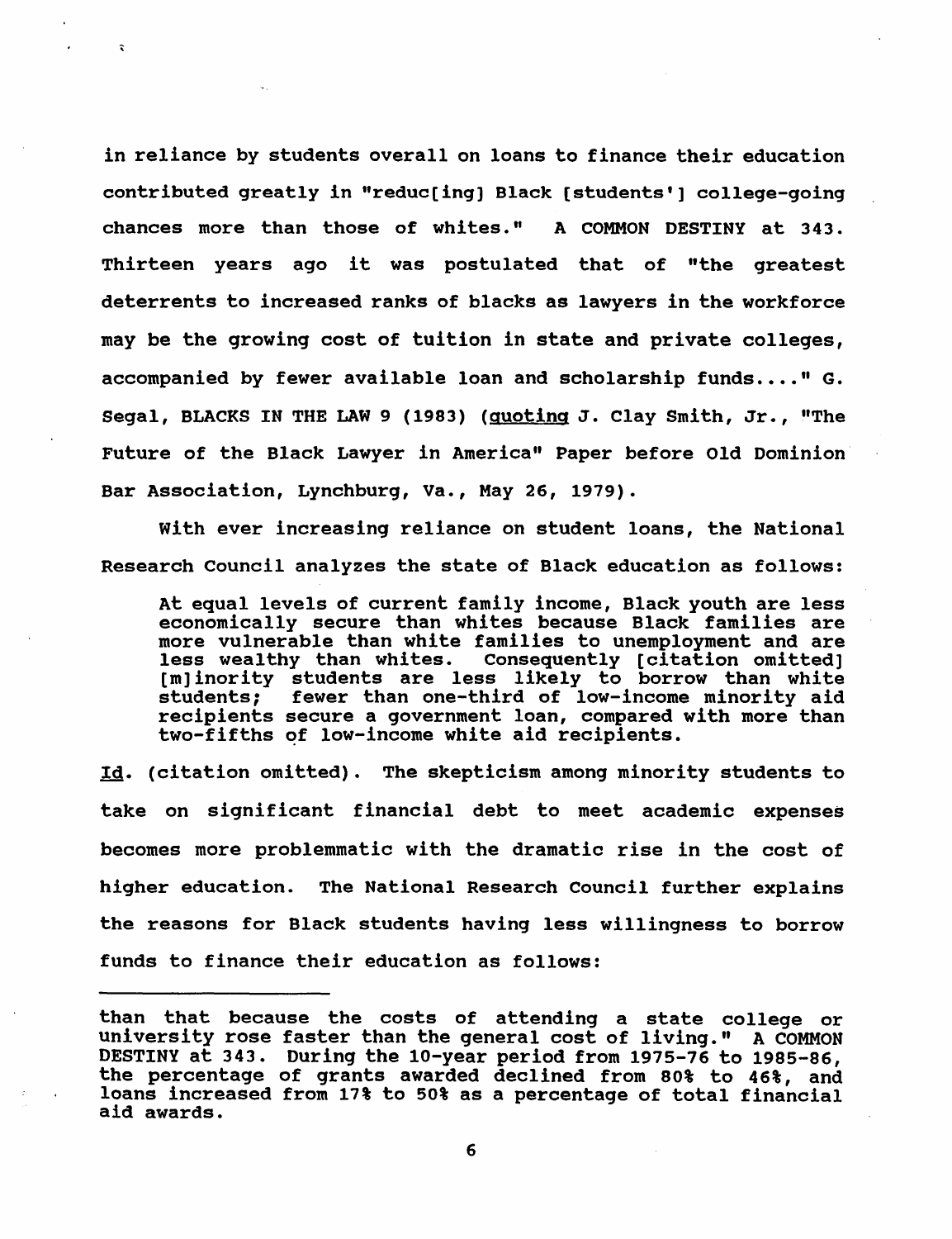in reliance by students overall on loans to finance their education contributed greatly in "reduc[ing] Black [students'] college-going chances more than those of whites." A COMMON DESTINY at 343. Thirteen years ago it was postulated that of "the greatest deterrents to increased ranks of blacks as lawyers in the workforce may be the growing cost of tuition in state and private colleges, accompanied by fewer available loan and scholarship funds...." G. Segal, BLACKS IN THE LAW 9 (1983) (quoting J. Clay Smith, Jr., "The Future of the Black Lawyer in America" Paper before Old Dominion Bar Association, Lynchburg, Va., May 26, 1979).

With ever increasing reliance on student loans, the National Research Council analyzes the state of Black education as follows:

> At equal levels of current family income, Black youth are less economically secure than whites because Black families are more vulnerable than white families to unemployment and are less wealthy than whites. Consequently [citation omitted] [m]inority students are less likely to borrow than white students; fewer than one-third of low-income minority aid recipients secure a government loan, compared with more than two-fifths of low-income white aid recipients.

Id. (citation omitted). The skepticism among minority students to take on significant financial debt to meet academic expenses becomes more problemmatic with the dramatic rise in the cost of higher education. The National Research Council further explains the reasons for Black students having less willingness to borrow funds to finance their education as follows:

---

than that because the costs of attending a state college or university rose faster than the general cost of living." A COMMON DESTINY at 343. During the 10-year period from 1975-76 to 1985-86, the percentage of grants awarded declined from 80% to 46%, and loans increased from 17% to 50% as a percentage of total financial aid awards.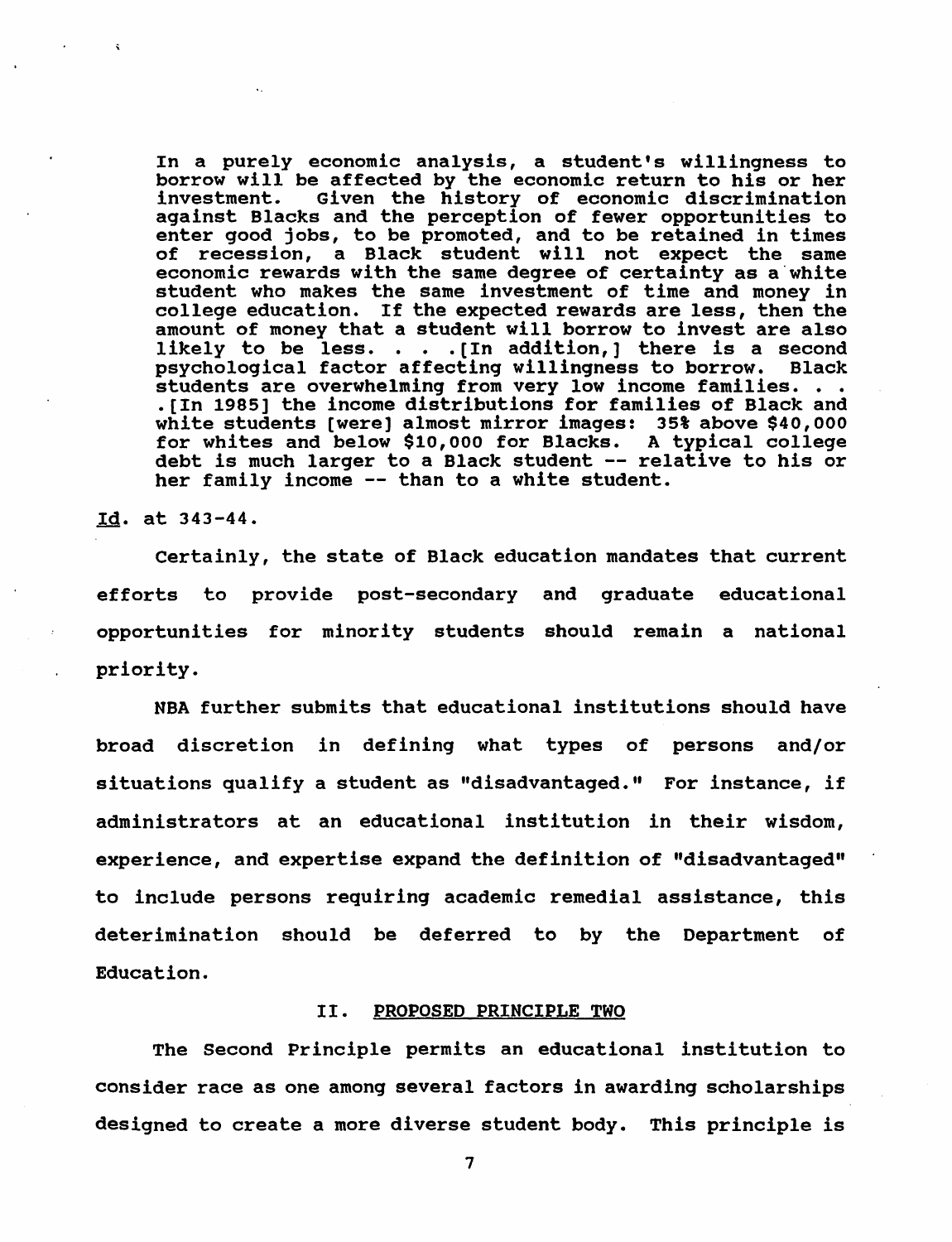> In a purely economic analysis, a student's willingness to borrow will be affected by the economic return to his or her investment. Given the history of economic discrimination against Blacks and the perception of fewer opportunities to enter good jobs, to be promoted, and to be retained in times of recession, a Black student will not expect the same economic rewards with the same degree of certainty as a white student who makes the same investment of time and money in college education. If the expected rewards are less, then the amount of money that a student will borrow to invest are also likely to be less. . . .[In addition,] there is a second psychological factor affecting willingness to borrow. Black students are overwhelming from very low income families. . . .[In 1985] the income distributions for families of Black and white students [were] almost mirror images: 35% above $40,000 for whites and below $10,000 for Blacks. A typical college debt is much larger to a Black student -- relative to his or her family income -- than to a white student.

Id. at 343-44.

Certainly, the state of Black education mandates that current efforts to provide post-secondary and graduate educational opportunities for minority students should remain a national priority.

NBA further submits that educational institutions should have broad discretion in defining what types of persons and/or situations qualify a student as "disadvantaged." For instance, if administrators at an educational institution in their wisdom, experience, and expertise expand the definition of "disadvantaged" to include persons requiring academic remedial assistance, this deterimination should be deferred to by the Department of Education.

## II. PROPOSED PRINCIPLE TWO

The Second Principle permits an educational institution to consider race as one among several factors in awarding scholarships designed to create a more diverse student body. This principle is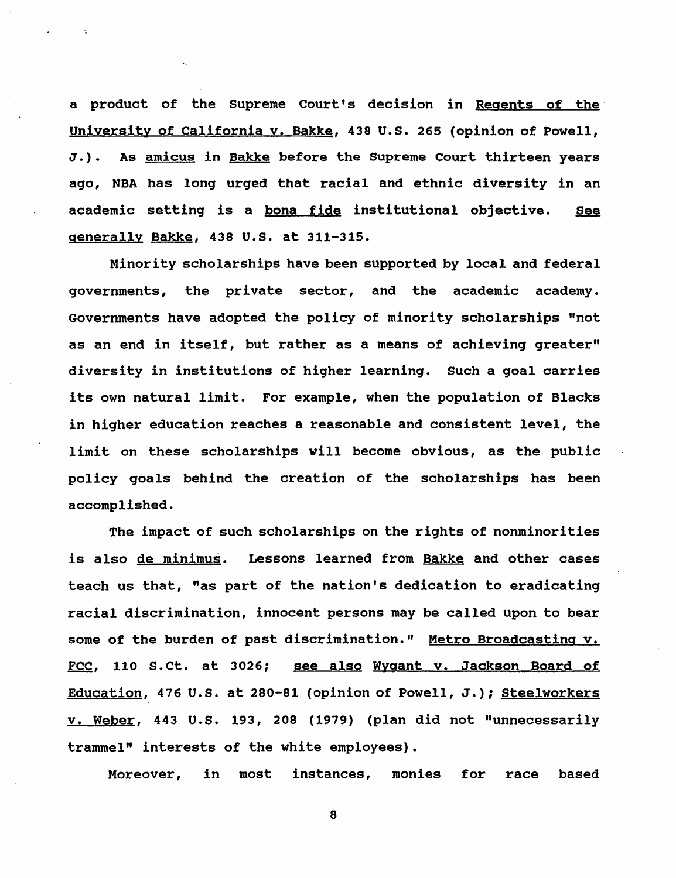a product of the Supreme Court's decision in Regents of the University of California v. Bakke, 438 U.S. 265 (opinion of Powell, J.). As amicus in Bakke before the Supreme Court thirteen years ago, NBA has long urged that racial and ethnic diversity in an academic setting is a bona fide institutional objective. See generally Bakke, 438 U.S. at 311-315.

Minority scholarships have been supported by local and federal governments, the private sector, and the academic academy. Governments have adopted the policy of minority scholarships "not as an end in itself, but rather as a means of achieving greater" diversity in institutions of higher learning. Such a goal carries its own natural limit. For example, when the population of Blacks in higher education reaches a reasonable and consistent level, the limit on these scholarships will become obvious, as the public policy goals behind the creation of the scholarships has been accomplished.

The impact of such scholarships on the rights of nonminorities is also de minimus. Lessons learned from Bakke and other cases teach us that, "as part of the nation's dedication to eradicating racial discrimination, innocent persons may be called upon to bear some of the burden of past discrimination." Metro Broadcasting v. FCC, 110 S.Ct. at 3026; see also Wygant v. Jackson Board of Education, 476 U.S. at 280-81 (opinion of Powell, J.); Steelworkers v. Weber, 443 U.S. 193, 208 (1979) (plan did not "unnecessarily trammel" interests of the white employees).

Moreover, in most instances, monies for race based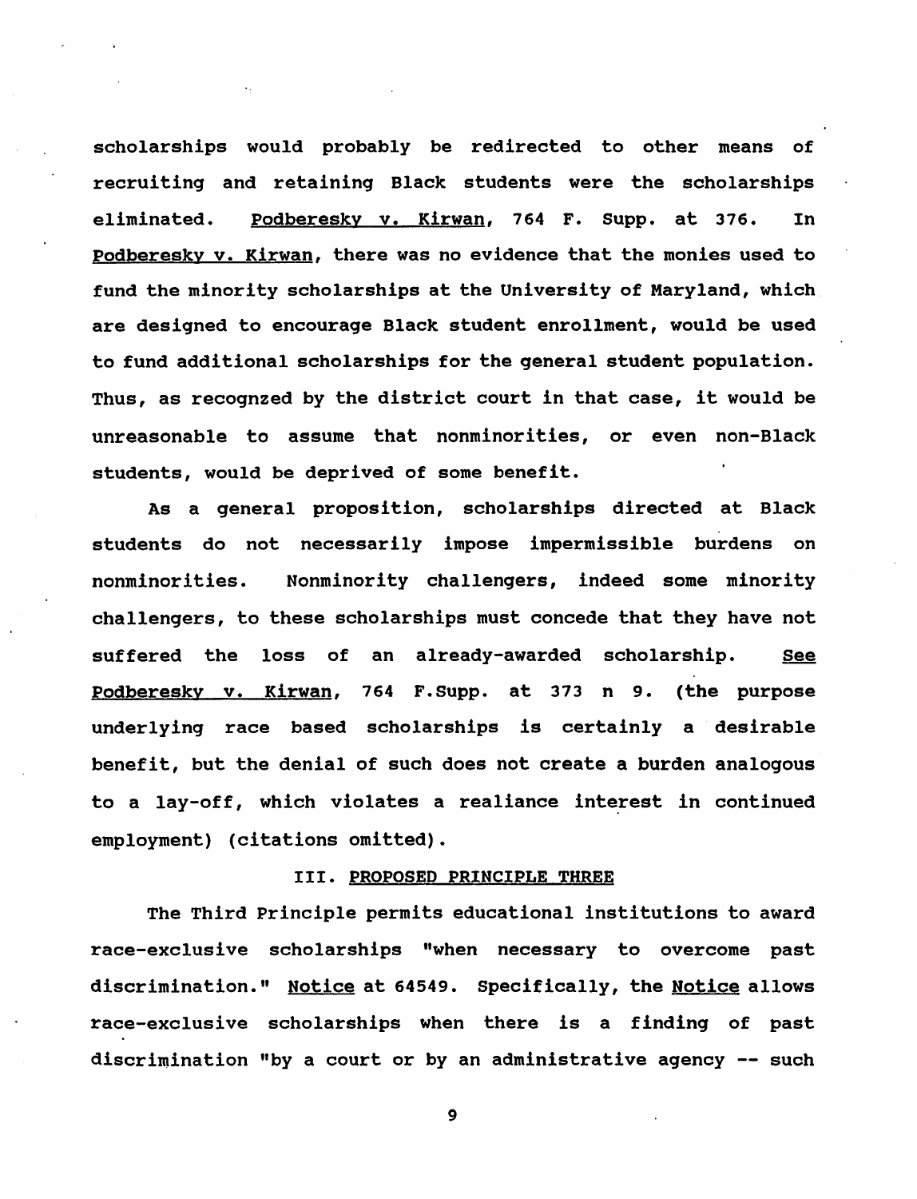scholarships would probably be redirected to other means of recruiting and retaining Black students were the scholarships eliminated. Podberesky v. Kirwan, 764 F. Supp. at 376. In Podberesky v. Kirwan, there was no evidence that the monies used to fund the minority scholarships at the University of Maryland, which are designed to encourage Black student enrollment, would be used to fund additional scholarships for the general student population. Thus, as recognzed by the district court in that case, it would be unreasonable to assume that nonminorities, or even non-Black students, would be deprived of some benefit.

As a general proposition, scholarships directed at Black students do not necessarily impose impermissible burdens on nonminorities. Nonminority challengers, indeed some minority challengers, to these scholarships must concede that they have not suffered the loss of an already-awarded scholarship. See Podberesky v. Kirwan, 764 F.Supp. at 373 n 9. (the purpose underlying race based scholarships is certainly a desirable benefit, but the denial of such does not create a burden analogous to a lay-off, which violates a realiance interest in continued employment) (citations omitted).

## III. PROPOSED PRINCIPLE THREE

The Third Principle permits educational institutions to award race-exclusive scholarships "when necessary to overcome past discrimination." Notice at 64549. Specifically, the Notice allows race-exclusive scholarships when there is a finding of past discrimination "by a court or by an administrative agency -- such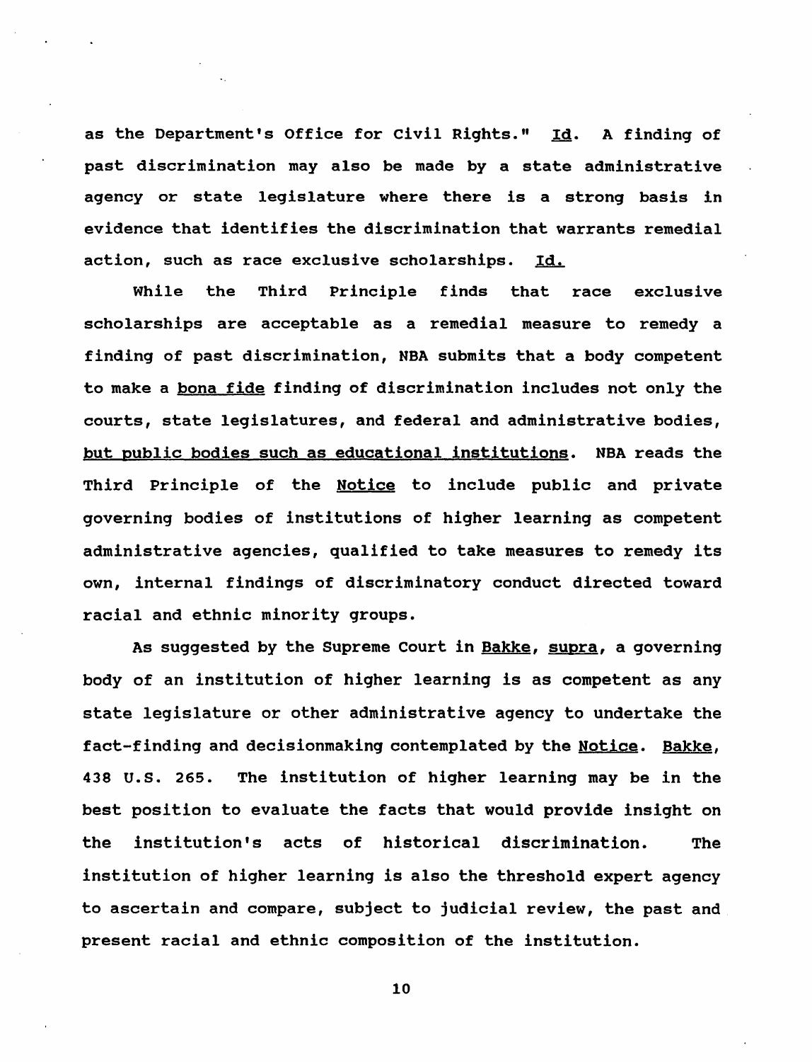as the Department's Office for Civil Rights." Id. A finding of past discrimination may also be made by a state administrative agency or state legislature where there is a strong basis in evidence that identifies the discrimination that warrants remedial action, such as race exclusive scholarships. Id.

While the Third Principle finds that race exclusive scholarships are acceptable as a remedial measure to remedy a finding of past discrimination, NBA submits that a body competent to make a bona fide finding of discrimination includes not only the courts, state legislatures, and federal and administrative bodies, but public bodies such as educational institutions. NBA reads the Third Principle of the Notice to include public and private governing bodies of institutions of higher learning as competent administrative agencies, qualified to take measures to remedy its own, internal findings of discriminatory conduct directed toward racial and ethnic minority groups.

As suggested by the Supreme Court in Bakke, supra, a governing body of an institution of higher learning is as competent as any state legislature or other administrative agency to undertake the fact-finding and decisionmaking contemplated by the Notice. Bakke, 438 U.S. 265. The institution of higher learning may be in the best position to evaluate the facts that would provide insight on the institution's acts of historical discrimination. The institution of higher learning is also the threshold expert agency to ascertain and compare, subject to judicial review, the past and present racial and ethnic composition of the institution.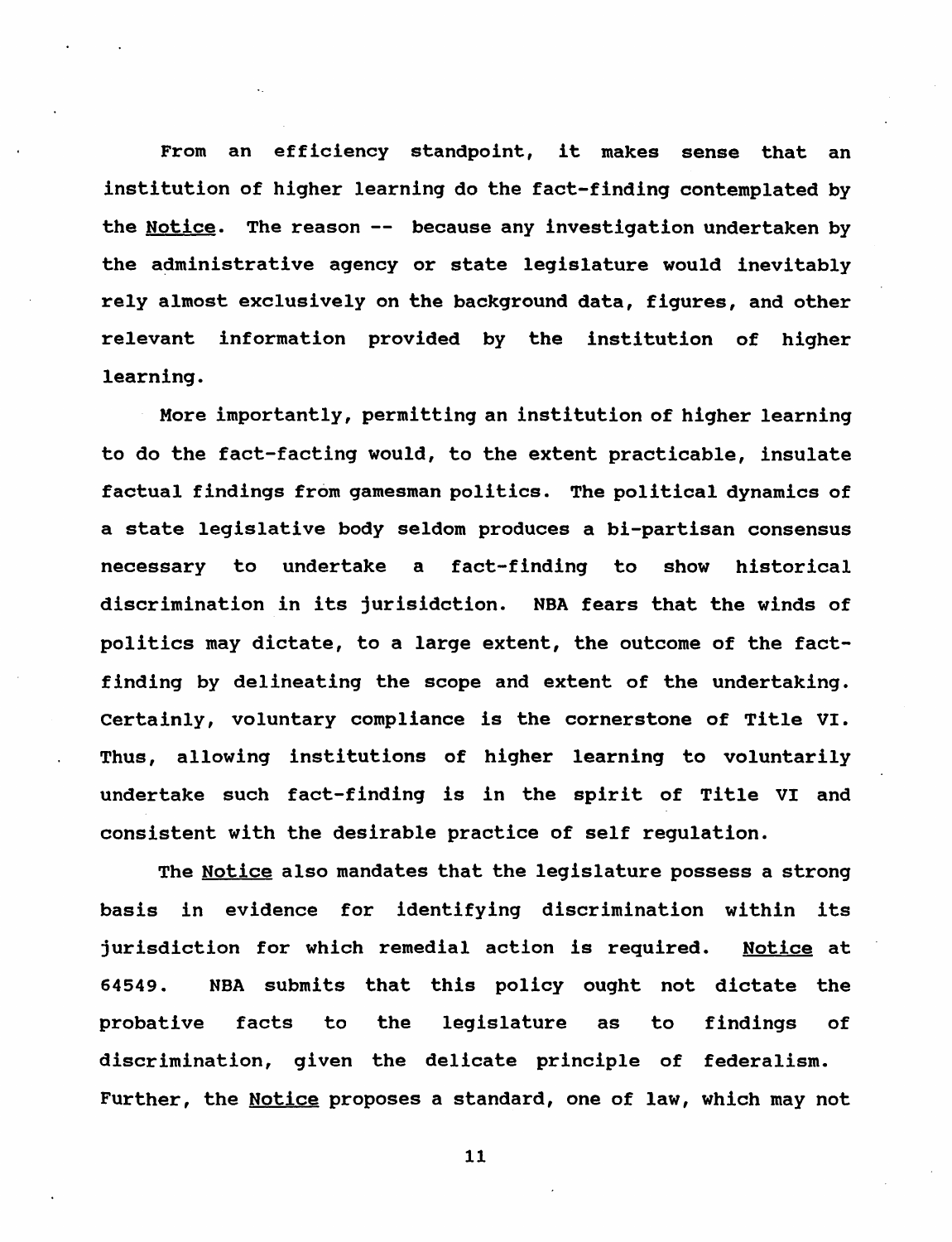From an efficiency standpoint, it makes sense that an institution of higher learning do the fact-finding contemplated by the Notice. The reason -- because any investigation undertaken by the administrative agency or state legislature would inevitably rely almost exclusively on the background data, figures, and other relevant information provided by the institution of higher learning.

More importantly, permitting an institution of higher learning to do the fact-facting would, to the extent practicable, insulate factual findings from gamesman politics. The political dynamics of a state legislative body seldom produces a bi-partisan consensus necessary to undertake a fact-finding to show historical discrimination in its jurisidction. NBA fears that the winds of politics may dictate, to a large extent, the outcome of the fact-finding by delineating the scope and extent of the undertaking. Certainly, voluntary compliance is the cornerstone of Title VI. Thus, allowing institutions of higher learning to voluntarily undertake such fact-finding is in the spirit of Title VI and consistent with the desirable practice of self regulation.

The Notice also mandates that the legislature possess a strong basis in evidence for identifying discrimination within its jurisdiction for which remedial action is required. Notice at 64549. NBA submits that this policy ought not dictate the probative facts to the legislature as to findings of discrimination, given the delicate principle of federalism. Further, the Notice proposes a standard, one of law, which may not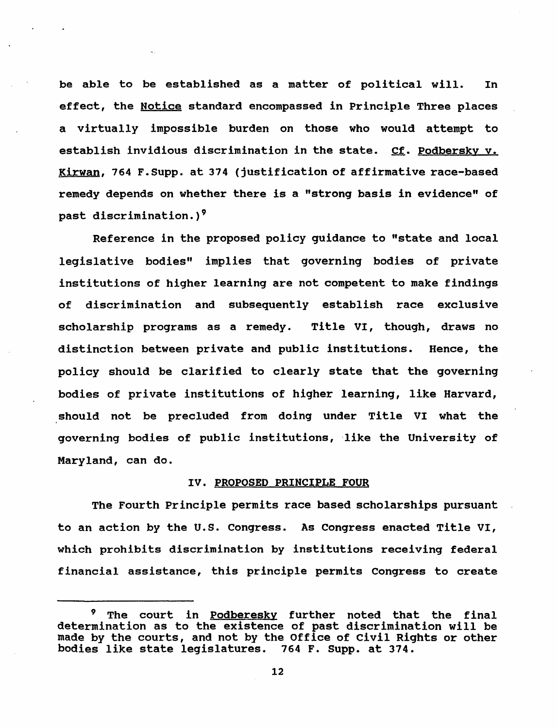be able to be established as a matter of political will. In effect, the Notice standard encompassed in Principle Three places a virtually impossible burden on those who would attempt to establish invidious discrimination in the state. Cf. Podbersky v. Kirwan, 764 F.Supp. at 374 (justification of affirmative race-based remedy depends on whether there is a "strong basis in evidence" of past discrimination.)[9]

Reference in the proposed policy guidance to "state and local legislative bodies" implies that governing bodies of private institutions of higher learning are not competent to make findings of discrimination and subsequently establish race exclusive scholarship programs as a remedy. Title VI, though, draws no distinction between private and public institutions. Hence, the policy should be clarified to clearly state that the governing bodies of private institutions of higher learning, like Harvard, should not be precluded from doing under Title VI what the governing bodies of public institutions, like the University of Maryland, can do.

## IV. PROPOSED PRINCIPLE FOUR

The Fourth Principle permits race based scholarships pursuant to an action by the U.S. Congress. As Congress enacted Title VI, which prohibits discrimination by institutions receiving federal financial assistance, this principle permits Congress to create

[9] The court in Podberesky further noted that the final determination as to the existence of past discrimination will be made by the courts, and not by the Office of Civil Rights or other bodies like state legislatures. 764 F. Supp. at 374.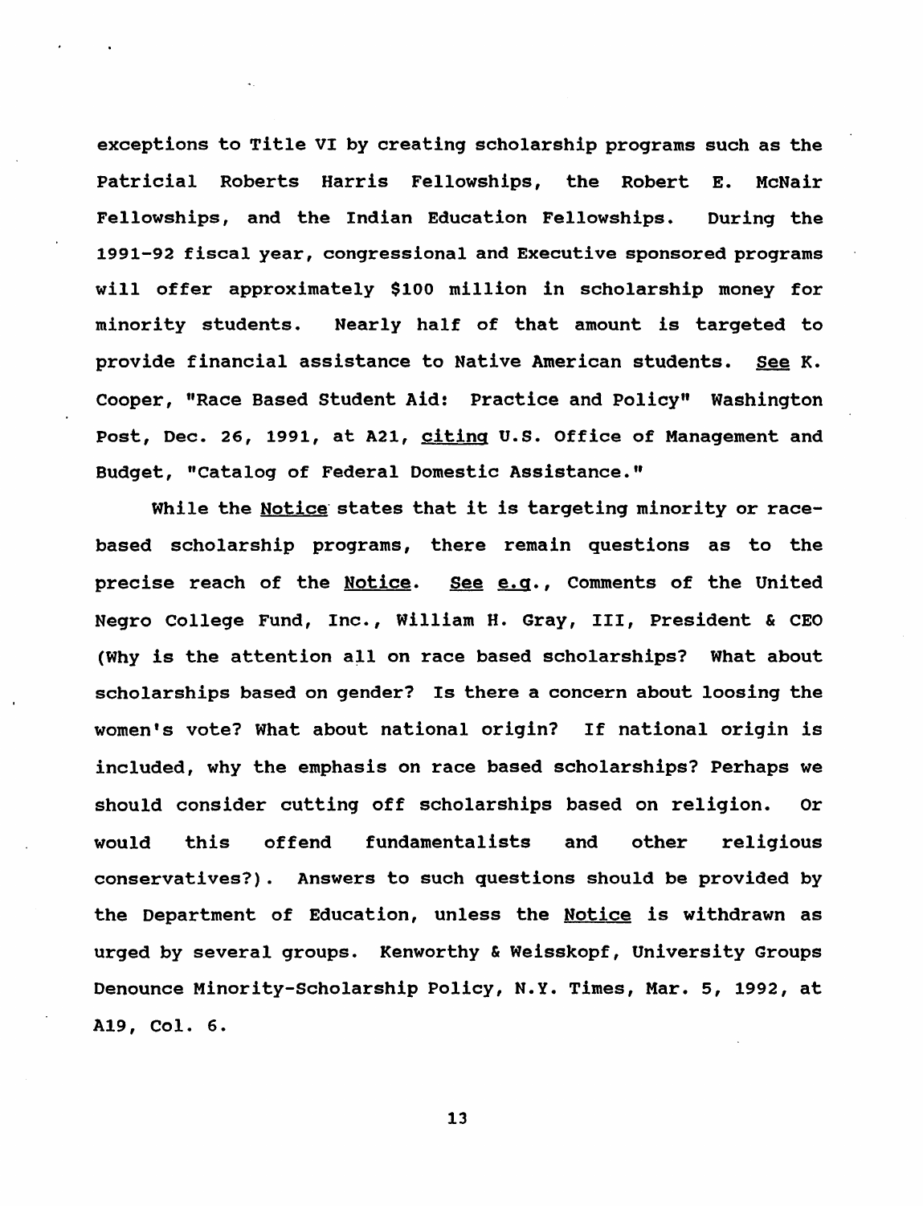exceptions to Title VI by creating scholarship programs such as the Patricial Roberts Harris Fellowships, the Robert E. McNair Fellowships, and the Indian Education Fellowships. During the 1991-92 fiscal year, congressional and Executive sponsored programs will offer approximately $100 million in scholarship money for minority students. Nearly half of that amount is targeted to provide financial assistance to Native American students. See K. Cooper, "Race Based Student Aid: Practice and Policy" Washington Post, Dec. 26, 1991, at A21, citing U.S. Office of Management and Budget, "Catalog of Federal Domestic Assistance."

While the Notice states that it is targeting minority or race-based scholarship programs, there remain questions as to the precise reach of the Notice. See e.g., Comments of the United Negro College Fund, Inc., William H. Gray, III, President & CEO (Why is the attention all on race based scholarships? What about scholarships based on gender? Is there a concern about loosing the women's vote? What about national origin? If national origin is included, why the emphasis on race based scholarships? Perhaps we should consider cutting off scholarships based on religion. Or would this offend fundamentalists and other religious conservatives?). Answers to such questions should be provided by the Department of Education, unless the Notice is withdrawn as urged by several groups. Kenworthy & Weisskopf, University Groups Denounce Minority-Scholarship Policy, N.Y. Times, Mar. 5, 1992, at A19, Col. 6.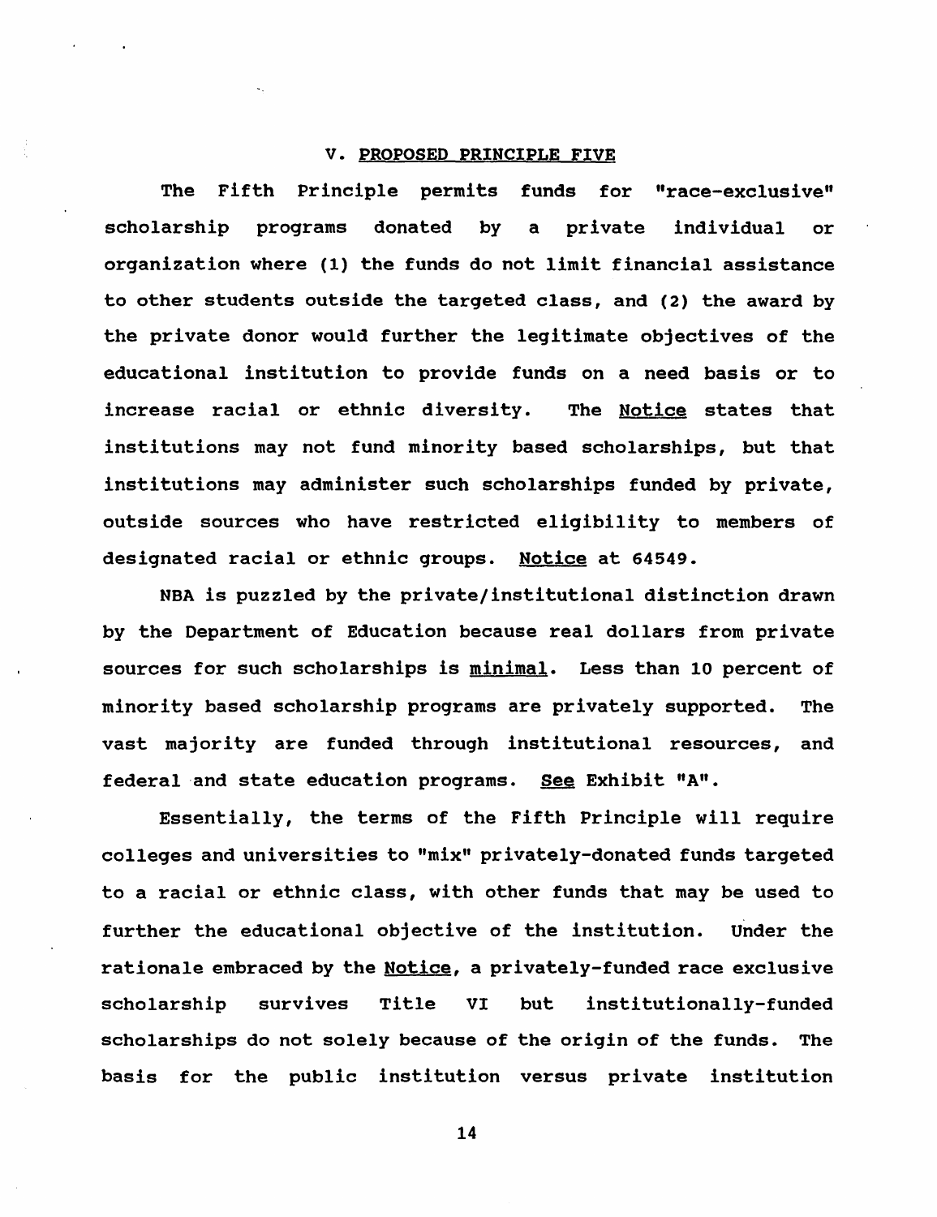## V. PROPOSED PRINCIPLE FIVE

The Fifth Principle permits funds for "race-exclusive" scholarship programs donated by a private individual or organization where (1) the funds do not limit financial assistance to other students outside the targeted class, and (2) the award by the private donor would further the legitimate objectives of the educational institution to provide funds on a need basis or to increase racial or ethnic diversity. The Notice states that institutions may not fund minority based scholarships, but that institutions may administer such scholarships funded by private, outside sources who have restricted eligibility to members of designated racial or ethnic groups. Notice at 64549.

NBA is puzzled by the private/institutional distinction drawn by the Department of Education because real dollars from private sources for such scholarships is minimal. Less than 10 percent of minority based scholarship programs are privately supported. The vast majority are funded through institutional resources, and federal and state education programs. See Exhibit "A".

Essentially, the terms of the Fifth Principle will require colleges and universities to "mix" privately-donated funds targeted to a racial or ethnic class, with other funds that may be used to further the educational objective of the institution. Under the rationale embraced by the Notice, a privately-funded race exclusive scholarship survives Title VI but institutionally-funded scholarships do not solely because of the origin of the funds. The basis for the public institution versus private institution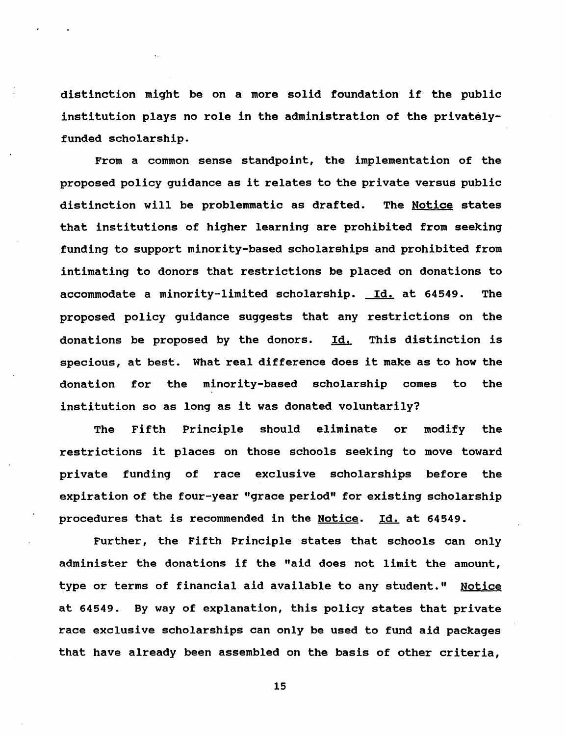distinction might be on a more solid foundation if the public institution plays no role in the administration of the privately-funded scholarship.

From a common sense standpoint, the implementation of the proposed policy guidance as it relates to the private versus public distinction will be problemmatic as drafted. The Notice states that institutions of higher learning are prohibited from seeking funding to support minority-based scholarships and prohibited from intimating to donors that restrictions be placed on donations to accommodate a minority-limited scholarship. Id. at 64549. The proposed policy guidance suggests that any restrictions on the donations be proposed by the donors. Id. This distinction is specious, at best. What real difference does it make as to how the donation for the minority-based scholarship comes to the institution so as long as it was donated voluntarily?

The Fifth Principle should eliminate or modify the restrictions it places on those schools seeking to move toward private funding of race exclusive scholarships before the expiration of the four-year "grace period" for existing scholarship procedures that is recommended in the Notice. Id. at 64549.

Further, the Fifth Principle states that schools can only administer the donations if the "aid does not limit the amount, type or terms of financial aid available to any student." Notice at 64549. By way of explanation, this policy states that private race exclusive scholarships can only be used to fund aid packages that have already been assembled on the basis of other criteria,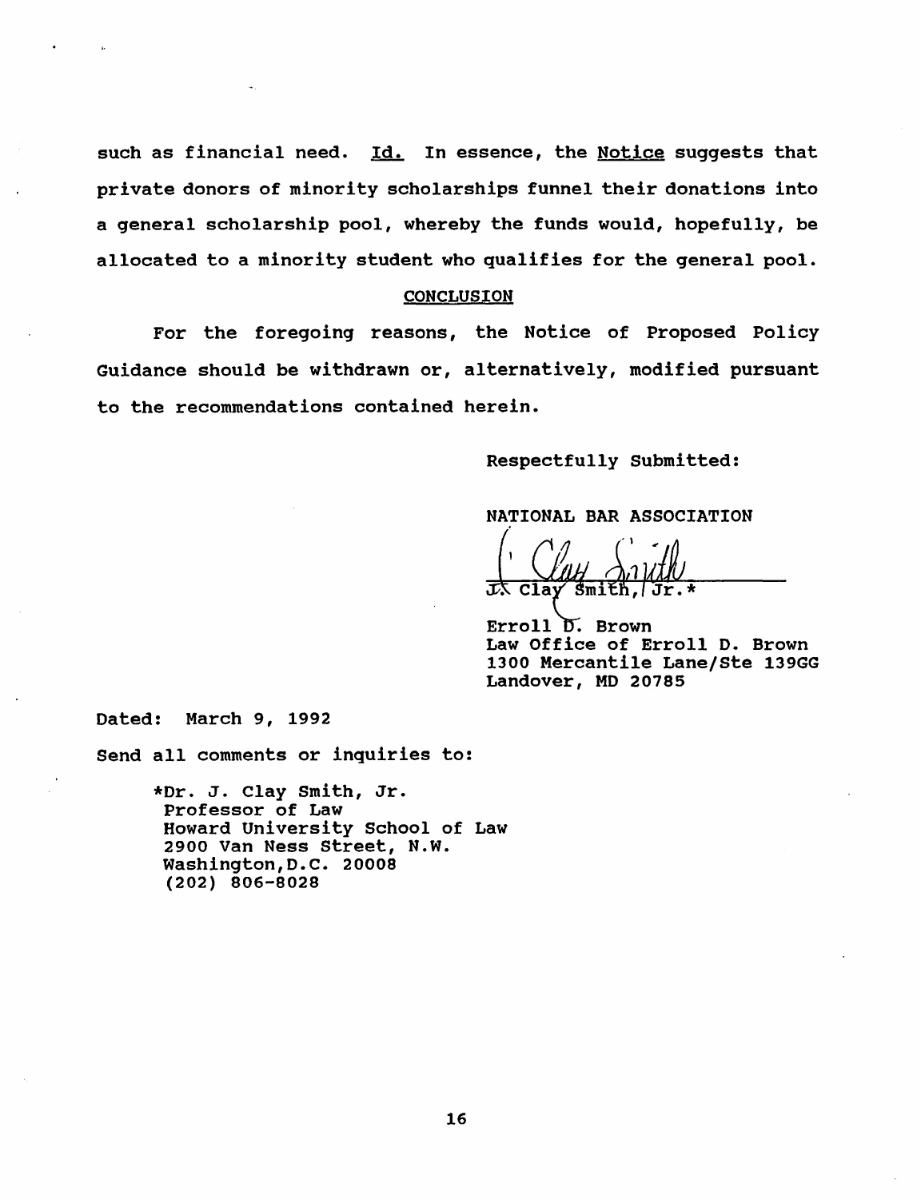such as financial need. Id. In essence, the Notice suggests that private donors of minority scholarships funnel their donations into a general scholarship pool, whereby the funds would, hopefully, be allocated to a minority student who qualifies for the general pool.

## CONCLUSION

For the foregoing reasons, the Notice of Proposed Policy Guidance should be withdrawn or, alternatively, modified pursuant to the recommendations contained herein.

Respectfully Submitted:

NATIONAL BAR ASSOCIATION

J. Clay Smith, Jr.*

Erroll D. Brown
Law Office of Erroll D. Brown
1300 Mercantile Lane/Ste 139GG
Landover, MD 20785

Dated: March 9, 1992

Send all comments or inquiries to:

*Dr. J. Clay Smith, Jr.
Professor of Law
Howard University School of Law
2900 Van Ness Street, N.W.
Washington, D.C. 20008
(202) 806-8028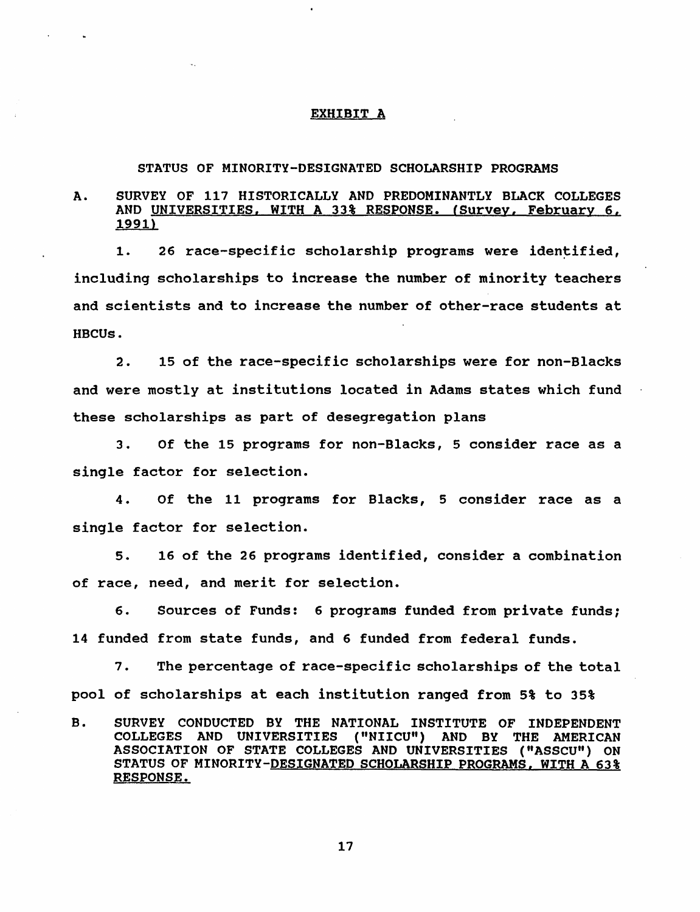## EXHIBIT A

### STATUS OF MINORITY-DESIGNATED SCHOLARSHIP PROGRAMS

**A. SURVEY OF 117 HISTORICALLY AND PREDOMINANTLY BLACK COLLEGES AND UNIVERSITIES, WITH A 33% RESPONSE. (Survey, February 6, 1991)**

1. 26 race-specific scholarship programs were identified, including scholarships to increase the number of minority teachers and scientists and to increase the number of other-race students at HBCUs.

2. 15 of the race-specific scholarships were for non-Blacks and were mostly at institutions located in Adams states which fund these scholarships as part of desegregation plans

3. Of the 15 programs for non-Blacks, 5 consider race as a single factor for selection.

4. Of the 11 programs for Blacks, 5 consider race as a single factor for selection.

5. 16 of the 26 programs identified, consider a combination of race, need, and merit for selection.

6. Sources of Funds: 6 programs funded from private funds; 14 funded from state funds, and 6 funded from federal funds.

7. The percentage of race-specific scholarships of the total pool of scholarships at each institution ranged from 5% to 35%

**B. SURVEY CONDUCTED BY THE NATIONAL INSTITUTE OF INDEPENDENT COLLEGES AND UNIVERSITIES ("NIICU") AND BY THE AMERICAN ASSOCIATION OF STATE COLLEGES AND UNIVERSITIES ("ASSCU") ON STATUS OF MINORITY-DESIGNATED SCHOLARSHIP PROGRAMS, WITH A 63% RESPONSE.**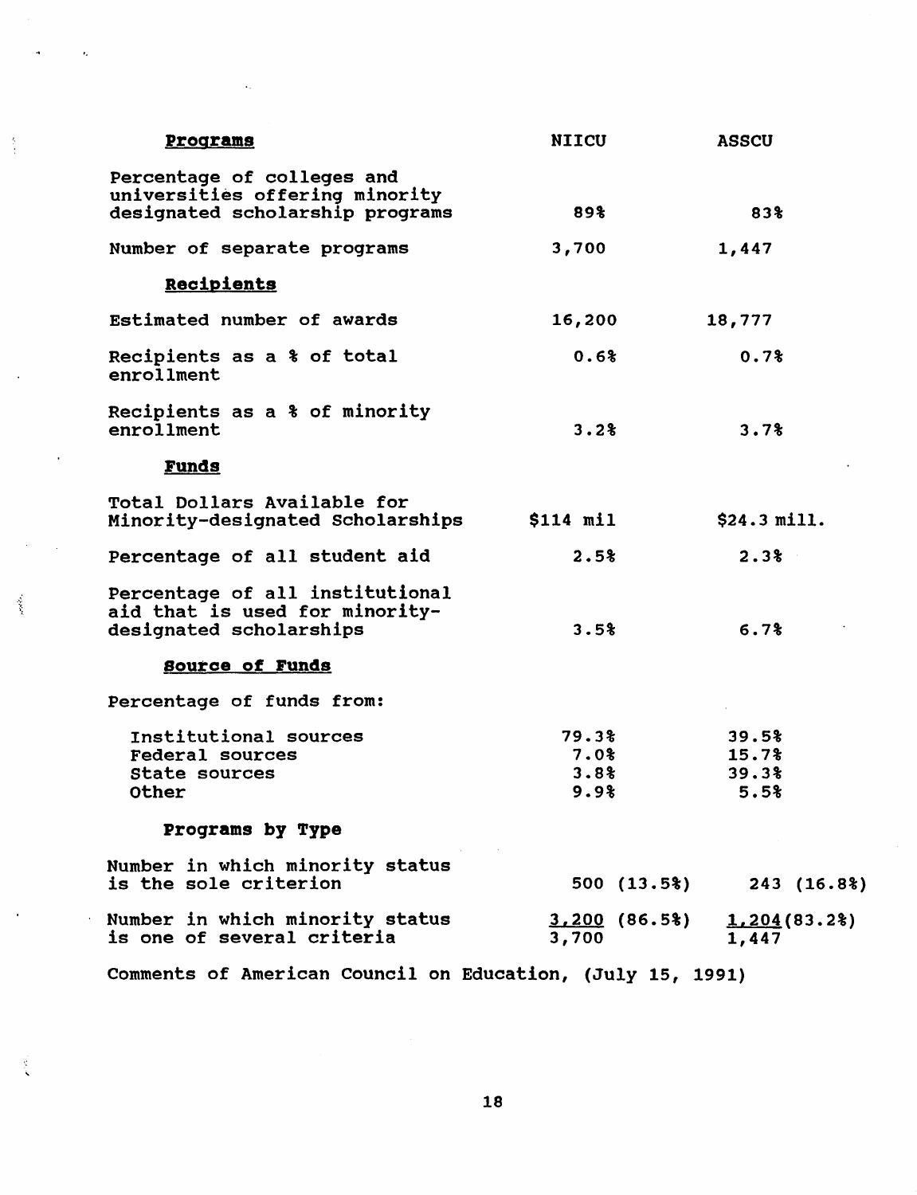| **Programs** | NIICU | ASSCU |
|---|---|---|
| Percentage of colleges and universities offering minority designated scholarship programs | 89% | 83% |
| Number of separate programs | 3,700 | 1,447 |
| **Recipients** | | |
| Estimated number of awards | 16,200 | 18,777 |
| Recipients as a % of total enrollment | 0.6% | 0.7% |
| Recipients as a % of minority enrollment | 3.2% | 3.7% |
| **Funds** | | |
| Total Dollars Available for Minority-designated Scholarships | $114 mil | $24.3 mill. |
| Percentage of all student aid | 2.5% | 2.3% |
| Percentage of all institutional aid that is used for minority-designated scholarships | 3.5% | 6.7% |
| **Source of Funds** | | |
| Percentage of funds from: | | |
| Institutional sources | 79.3% | 39.5% |
| Federal sources | 7.0% | 15.7% |
| State sources | 3.8% | 39.3% |
| Other | 9.9% | 5.5% |
| **Programs by Type** | | |
| Number in which minority status is the sole criterion | 500 (13.5%) | 243 (16.8%) |
| Number in which minority status is one of several criteria | 3,200 (86.5%) | 1,204 (83.2%) |
| | 3,700 | 1,447 |

Comments of American Council on Education, (July 15, 1991)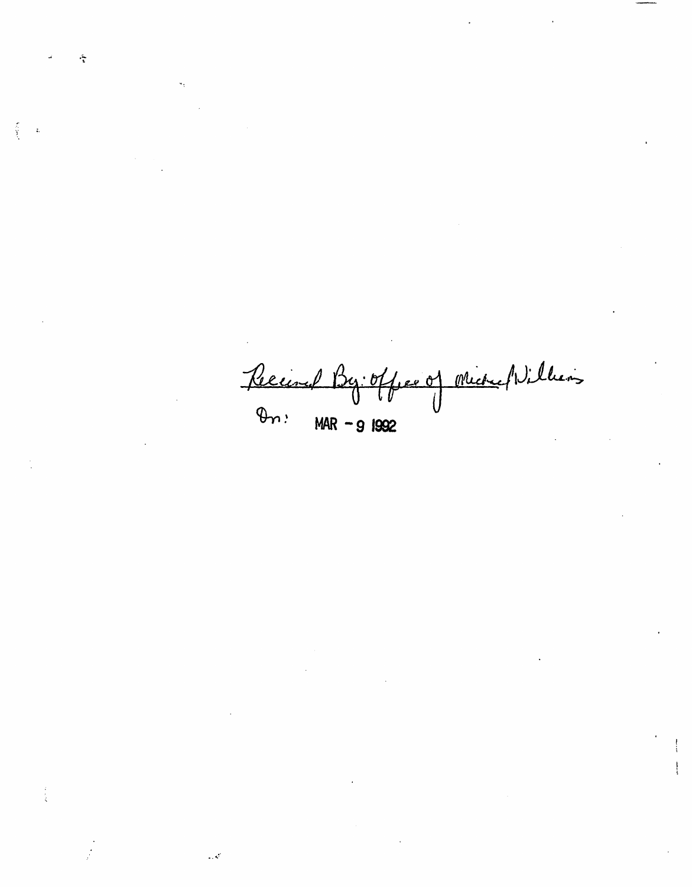Received By: Office of Michael Williams

On: MAR - 9 1992